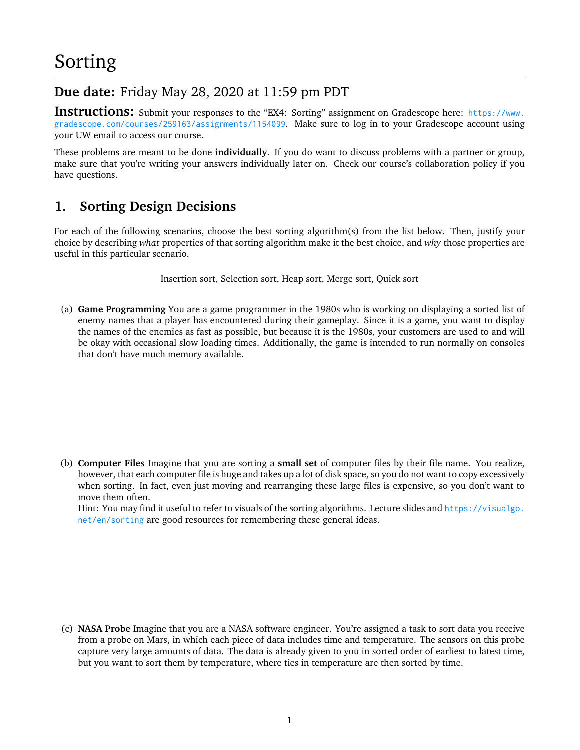# Sorting

## Due date: Friday May 28, 2020 at 11:59 pm PDT

**Instructions:** Submit your responses to the "EX4: Sorting" assignment on Gradescope here: https://www.gradescope.com/courses/259163/assignments/1154099. Make sure to log in to your Gradescope account using your UW email to access our course.

These problems are meant to be done **individually**. If you do want to discuss problems with a partner or group, make sure that you're writing your answers individually later on. Check our course's collaboration policy if you have questions.

## 1. Sorting Design Decisions

For each of the following scenarios, choose the best sorting algorithm(s) from the list below. Then, justify your choice by describing *what* properties of that sorting algorithm make it the best choice, and *why* those properties are useful in this particular scenario.

Insertion sort, Selection sort, Heap sort, Merge sort, Quick sort

(a) **Game Programming** You are a game programmer in the 1980s who is working on displaying a sorted list of enemy names that a player has encountered during their gameplay. Since it is a game, you want to display the names of the enemies as fast as possible, but because it is the 1980s, your customers are used to and will be okay with occasional slow loading times. Additionally, the game is intended to run normally on consoles that don't have much memory available.

(b) **Computer Files** Imagine that you are sorting a **small set** of computer files by their file name. You realize, however, that each computer file is huge and takes up a lot of disk space, so you do not want to copy excessively when sorting. In fact, even just moving and rearranging these large files is expensive, so you don't want to move them often.
Hint: You may find it useful to refer to visuals of the sorting algorithms. Lecture slides and https://visualgo.net/en/sorting are good resources for remembering these general ideas.

(c) **NASA Probe** Imagine that you are a NASA software engineer. You're assigned a task to sort data you receive from a probe on Mars, in which each piece of data includes time and temperature. The sensors on this probe capture very large amounts of data. The data is already given to you in sorted order of earliest to latest time, but you want to sort them by temperature, where ties in temperature are then sorted by time.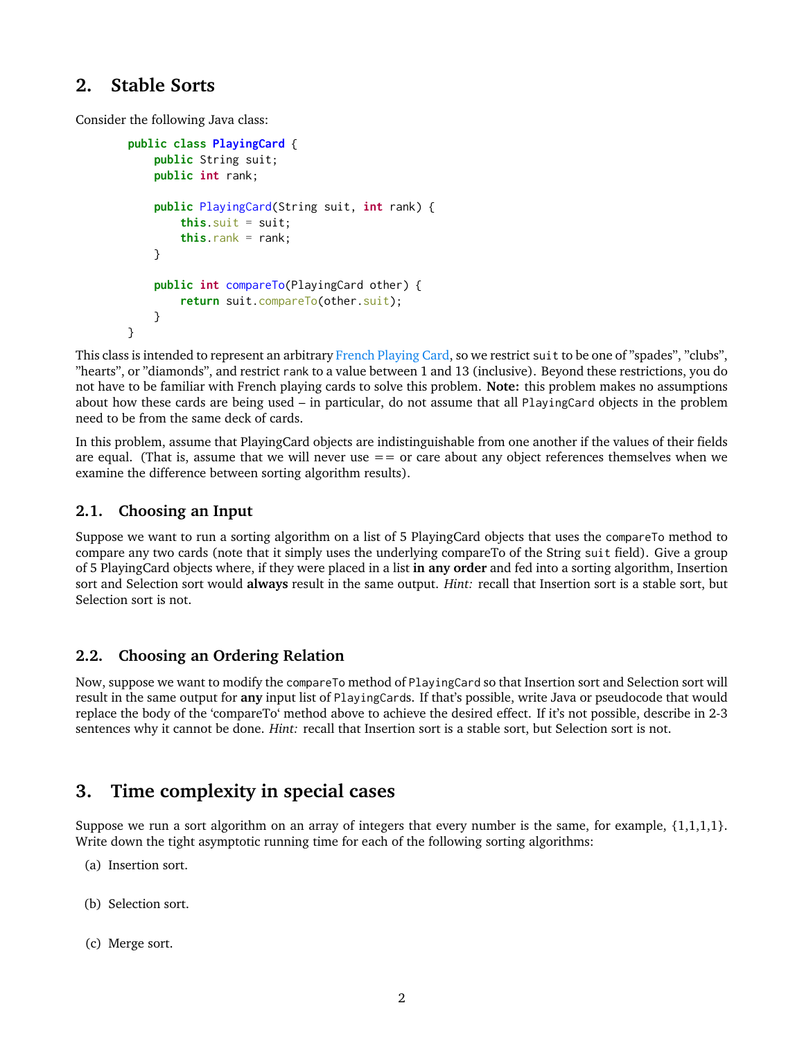## 2. Stable Sorts

Consider the following Java class:

```
public class PlayingCard {
    public String suit;
    public int rank;

    public PlayingCard(String suit, int rank) {
        this.suit = suit;
        this.rank = rank;
    }

    public int compareTo(PlayingCard other) {
        return suit.compareTo(other.suit);
    }
}
```

This class is intended to represent an arbitrary French Playing Card, so we restrict `suit` to be one of "spades", "clubs", "hearts", or "diamonds", and restrict `rank` to a value between 1 and 13 (inclusive). Beyond these restrictions, you do not have to be familiar with French playing cards to solve this problem. **Note:** this problem makes no assumptions about how these cards are being used – in particular, do not assume that all `PlayingCard` objects in the problem need to be from the same deck of cards.

In this problem, assume that PlayingCard objects are indistinguishable from one another if the values of their fields are equal. (That is, assume that we will never use == or care about any object references themselves when we examine the difference between sorting algorithm results).

### 2.1. Choosing an Input

Suppose we want to run a sorting algorithm on a list of 5 PlayingCard objects that uses the `compareTo` method to compare any two cards (note that it simply uses the underlying compareTo of the String `suit` field). Give a group of 5 PlayingCard objects where, if they were placed in a list **in any order** and fed into a sorting algorithm, Insertion sort and Selection sort would **always** result in the same output. *Hint:* recall that Insertion sort is a stable sort, but Selection sort is not.

### 2.2. Choosing an Ordering Relation

Now, suppose we want to modify the `compareTo` method of `PlayingCard` so that Insertion sort and Selection sort will result in the same output for **any** input list of `PlayingCard`s. If that's possible, write Java or pseudocode that would replace the body of the 'compareTo' method above to achieve the desired effect. If it's not possible, describe in 2-3 sentences why it cannot be done. *Hint:* recall that Insertion sort is a stable sort, but Selection sort is not.

## 3. Time complexity in special cases

Suppose we run a sort algorithm on an array of integers that every number is the same, for example, {1,1,1,1}. Write down the tight asymptotic running time for each of the following sorting algorithms:

(a) Insertion sort.

(b) Selection sort.

(c) Merge sort.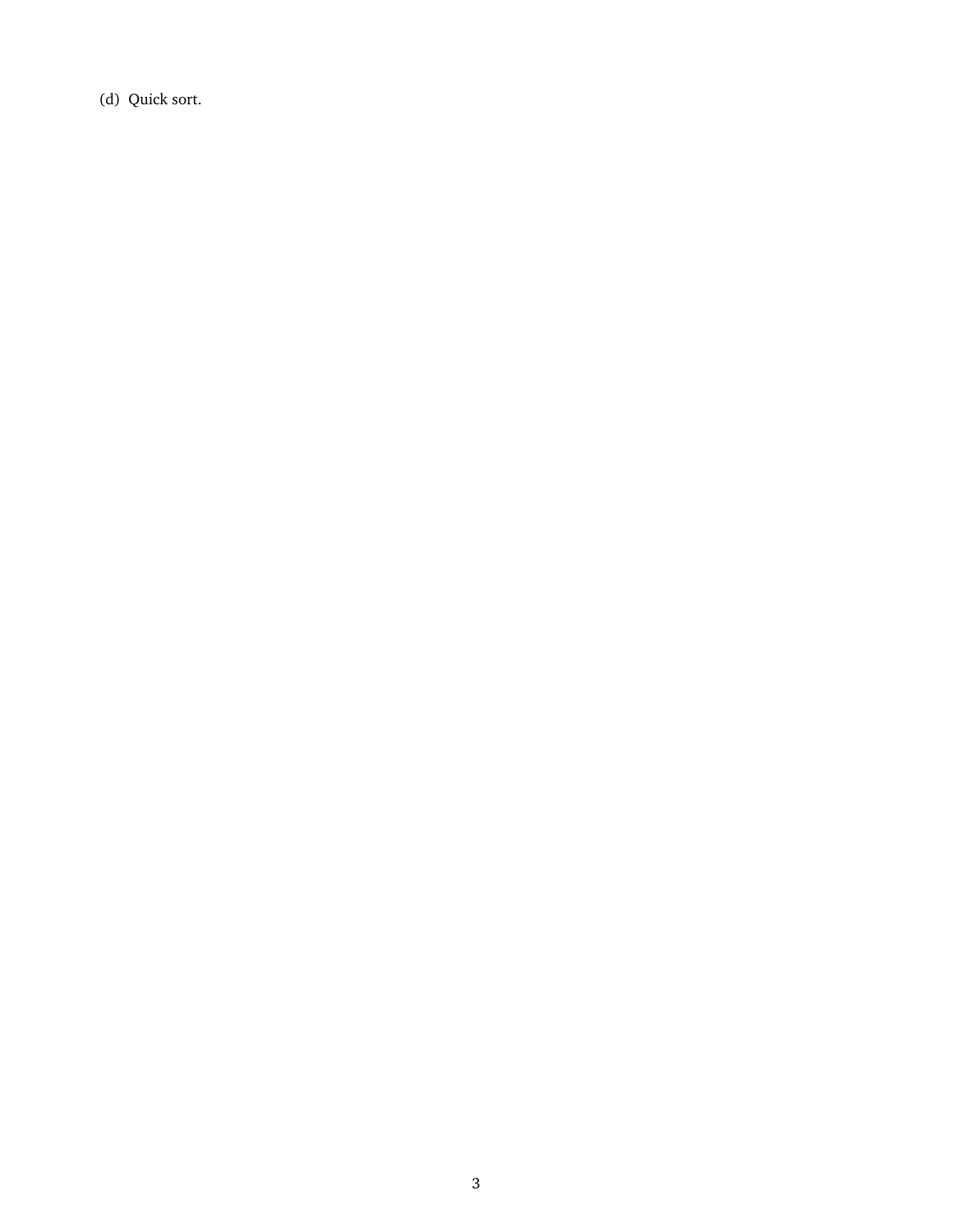(d) Quick sort.